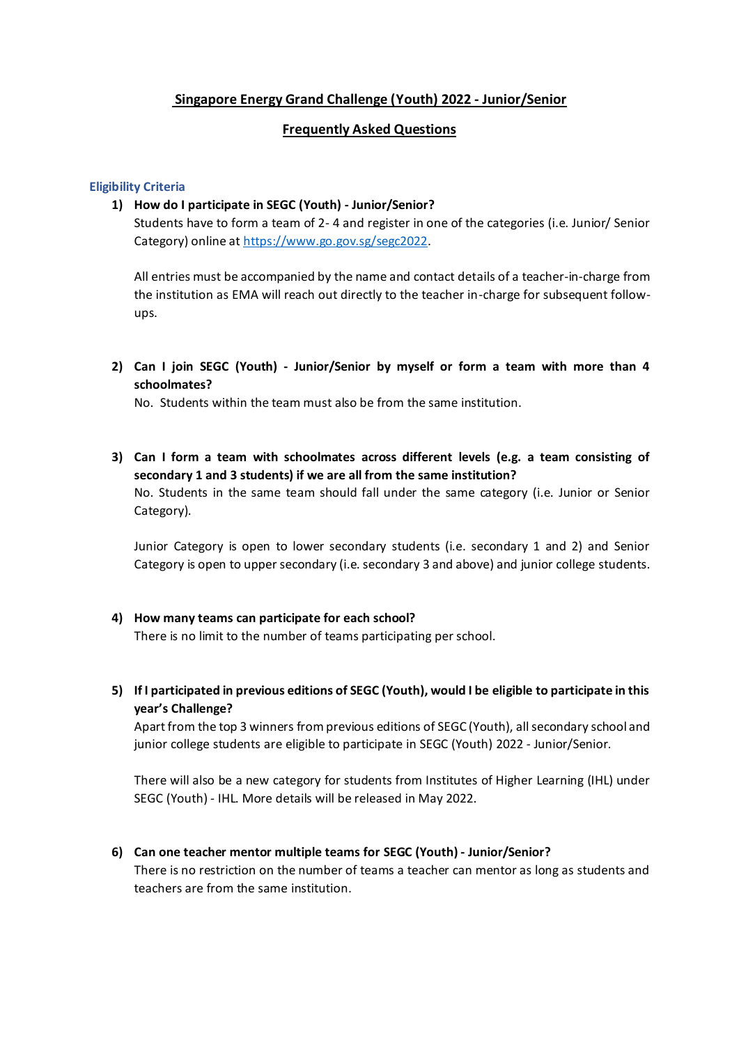# Singapore Energy Grand Challenge (Youth) 2022 - Junior/Senior

## Frequently Asked Questions

### Eligibility Criteria

1) **How do I participate in SEGC (Youth) - Junior/Senior?**

   Students have to form a team of 2- 4 and register in one of the categories (i.e. Junior/ Senior Category) online at [https://www.go.gov.sg/segc2022](https://www.go.gov.sg/segc2022).

   All entries must be accompanied by the name and contact details of a teacher-in-charge from the institution as EMA will reach out directly to the teacher in-charge for subsequent follow-ups.

2) **Can I join SEGC (Youth) - Junior/Senior by myself or form a team with more than 4 schoolmates?**

   No. Students within the team must also be from the same institution.

3) **Can I form a team with schoolmates across different levels (e.g. a team consisting of secondary 1 and 3 students) if we are all from the same institution?**

   No. Students in the same team should fall under the same category (i.e. Junior or Senior Category).

   Junior Category is open to lower secondary students (i.e. secondary 1 and 2) and Senior Category is open to upper secondary (i.e. secondary 3 and above) and junior college students.

4) **How many teams can participate for each school?**

   There is no limit to the number of teams participating per school.

5) **If I participated in previous editions of SEGC (Youth), would I be eligible to participate in this year's Challenge?**

   Apart from the top 3 winners from previous editions of SEGC (Youth), all secondary school and junior college students are eligible to participate in SEGC (Youth) 2022 - Junior/Senior.

   There will also be a new category for students from Institutes of Higher Learning (IHL) under SEGC (Youth) - IHL. More details will be released in May 2022.

6) **Can one teacher mentor multiple teams for SEGC (Youth) - Junior/Senior?**

   There is no restriction on the number of teams a teacher can mentor as long as students and teachers are from the same institution.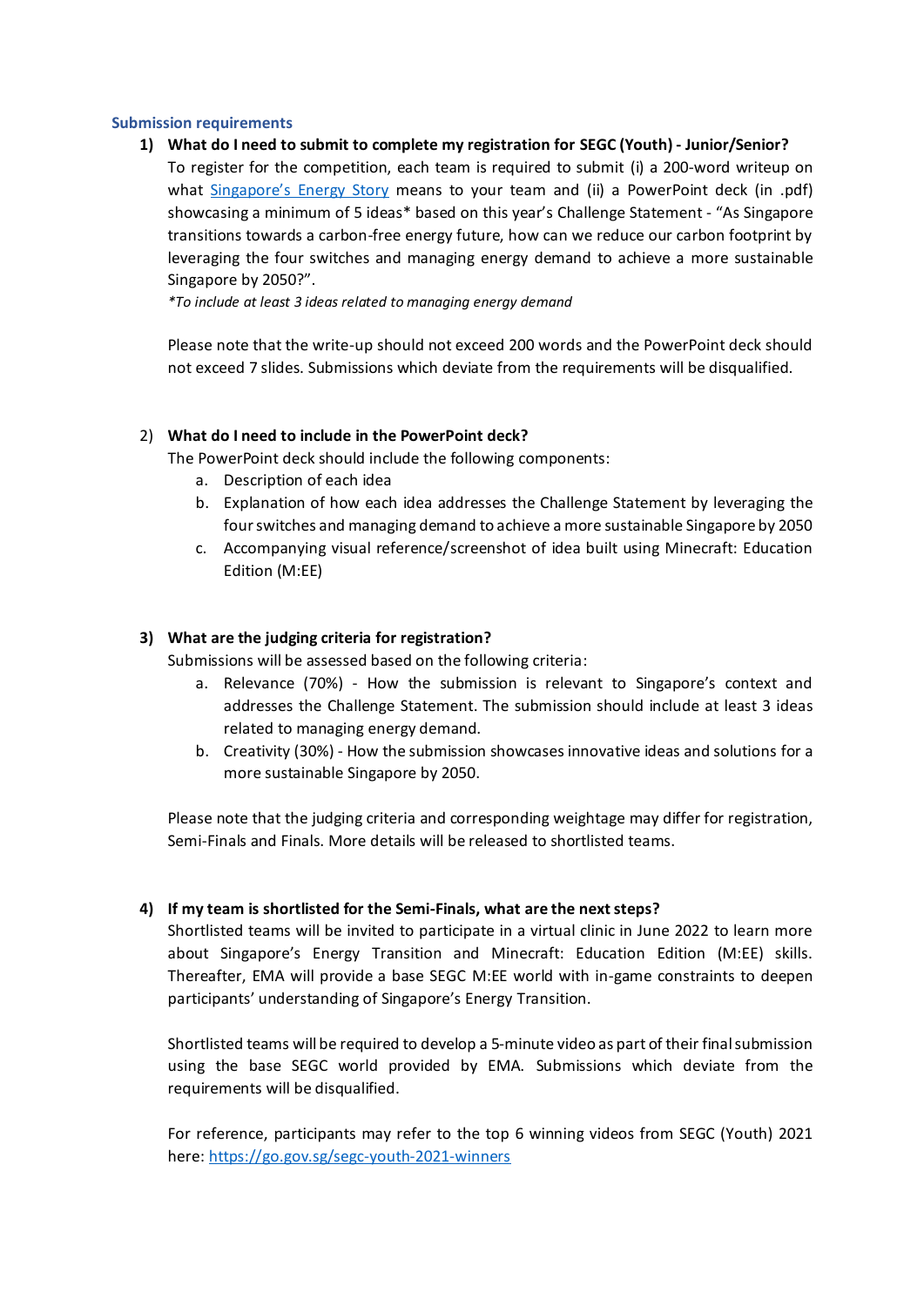### Submission requirements

**1) What do I need to submit to complete my registration for SEGC (Youth) - Junior/Senior?**

To register for the competition, each team is required to submit (i) a 200-word writeup on what Singapore's Energy Story means to your team and (ii) a PowerPoint deck (in .pdf) showcasing a minimum of 5 ideas* based on this year's Challenge Statement - "As Singapore transitions towards a carbon-free energy future, how can we reduce our carbon footprint by leveraging the four switches and managing energy demand to achieve a more sustainable Singapore by 2050?".

*\*To include at least 3 ideas related to managing energy demand*

Please note that the write-up should not exceed 200 words and the PowerPoint deck should not exceed 7 slides. Submissions which deviate from the requirements will be disqualified.

**2) What do I need to include in the PowerPoint deck?**

The PowerPoint deck should include the following components:

a. Description of each idea
b. Explanation of how each idea addresses the Challenge Statement by leveraging the four switches and managing demand to achieve a more sustainable Singapore by 2050
c. Accompanying visual reference/screenshot of idea built using Minecraft: Education Edition (M:EE)

**3) What are the judging criteria for registration?**

Submissions will be assessed based on the following criteria:

a. Relevance (70%) - How the submission is relevant to Singapore's context and addresses the Challenge Statement. The submission should include at least 3 ideas related to managing energy demand.
b. Creativity (30%) - How the submission showcases innovative ideas and solutions for a more sustainable Singapore by 2050.

Please note that the judging criteria and corresponding weightage may differ for registration, Semi-Finals and Finals. More details will be released to shortlisted teams.

**4) If my team is shortlisted for the Semi-Finals, what are the next steps?**

Shortlisted teams will be invited to participate in a virtual clinic in June 2022 to learn more about Singapore's Energy Transition and Minecraft: Education Edition (M:EE) skills. Thereafter, EMA will provide a base SEGC M:EE world with in-game constraints to deepen participants' understanding of Singapore's Energy Transition.

Shortlisted teams will be required to develop a 5-minute video as part of their final submission using the base SEGC world provided by EMA. Submissions which deviate from the requirements will be disqualified.

For reference, participants may refer to the top 6 winning videos from SEGC (Youth) 2021 here: https://go.gov.sg/segc-youth-2021-winners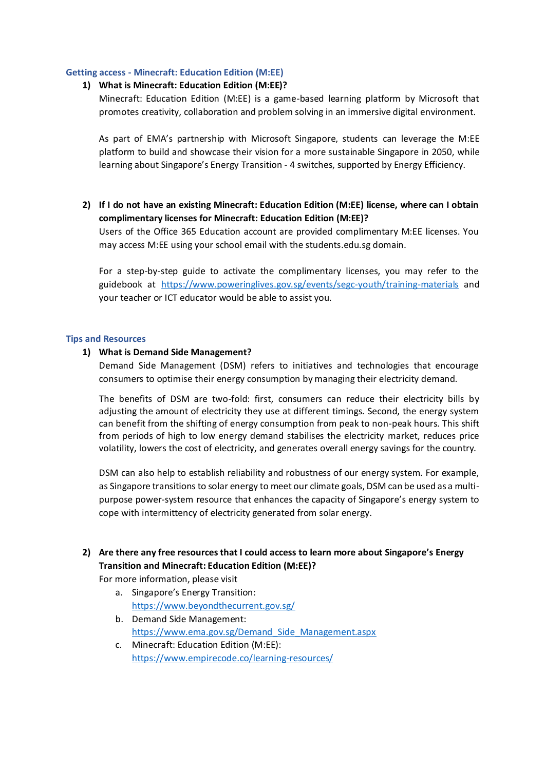## Getting access - Minecraft: Education Edition (M:EE)

1) **What is Minecraft: Education Edition (M:EE)?**

   Minecraft: Education Edition (M:EE) is a game-based learning platform by Microsoft that promotes creativity, collaboration and problem solving in an immersive digital environment.

   As part of EMA's partnership with Microsoft Singapore, students can leverage the M:EE platform to build and showcase their vision for a more sustainable Singapore in 2050, while learning about Singapore's Energy Transition - 4 switches, supported by Energy Efficiency.

2) **If I do not have an existing Minecraft: Education Edition (M:EE) license, where can I obtain complimentary licenses for Minecraft: Education Edition (M:EE)?**

   Users of the Office 365 Education account are provided complimentary M:EE licenses. You may access M:EE using your school email with the students.edu.sg domain.

   For a step-by-step guide to activate the complimentary licenses, you may refer to the guidebook at https://www.poweringlives.gov.sg/events/segc-youth/training-materials and your teacher or ICT educator would be able to assist you.

## Tips and Resources

1) **What is Demand Side Management?**

   Demand Side Management (DSM) refers to initiatives and technologies that encourage consumers to optimise their energy consumption by managing their electricity demand.

   The benefits of DSM are two-fold: first, consumers can reduce their electricity bills by adjusting the amount of electricity they use at different timings. Second, the energy system can benefit from the shifting of energy consumption from peak to non-peak hours. This shift from periods of high to low energy demand stabilises the electricity market, reduces price volatility, lowers the cost of electricity, and generates overall energy savings for the country.

   DSM can also help to establish reliability and robustness of our energy system. For example, as Singapore transitions to solar energy to meet our climate goals, DSM can be used as a multi-purpose power-system resource that enhances the capacity of Singapore's energy system to cope with intermittency of electricity generated from solar energy.

2) **Are there any free resources that I could access to learn more about Singapore's Energy Transition and Minecraft: Education Edition (M:EE)?**

   For more information, please visit

   a. Singapore's Energy Transition: https://www.beyondthecurrent.gov.sg/
   b. Demand Side Management: https://www.ema.gov.sg/Demand_Side_Management.aspx
   c. Minecraft: Education Edition (M:EE): https://www.empirecode.co/learning-resources/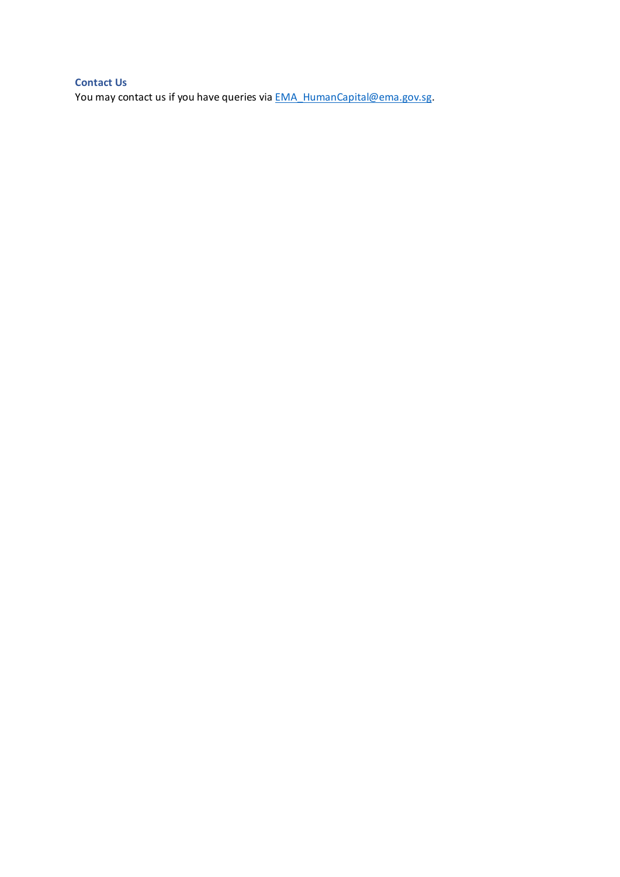### Contact Us

You may contact us if you have queries via EMA_HumanCapital@ema.gov.sg.